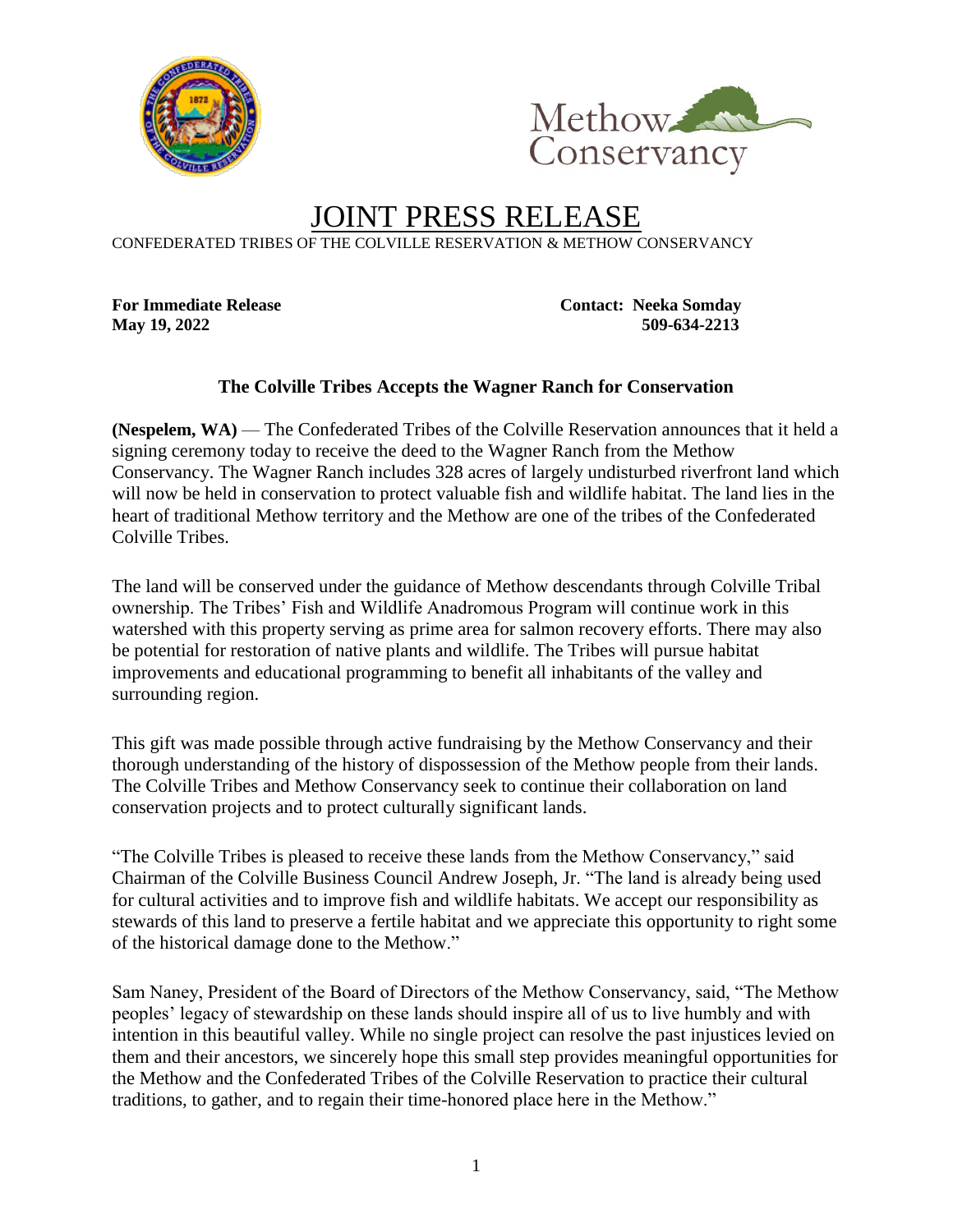# JOINT PRESS RELEASE

CONFEDERATED TRIBES OF THE COLVILLE RESERVATION & METHOW CONSERVANCY

**For Immediate Release** **Contact: Neeka Somday**
**May 19, 2022** **509-634-2213**

## The Colville Tribes Accepts the Wagner Ranch for Conservation

**(Nespelem, WA)** — The Confederated Tribes of the Colville Reservation announces that it held a signing ceremony today to receive the deed to the Wagner Ranch from the Methow Conservancy. The Wagner Ranch includes 328 acres of largely undisturbed riverfront land which will now be held in conservation to protect valuable fish and wildlife habitat. The land lies in the heart of traditional Methow territory and the Methow are one of the tribes of the Confederated Colville Tribes.

The land will be conserved under the guidance of Methow descendants through Colville Tribal ownership. The Tribes' Fish and Wildlife Anadromous Program will continue work in this watershed with this property serving as prime area for salmon recovery efforts. There may also be potential for restoration of native plants and wildlife. The Tribes will pursue habitat improvements and educational programming to benefit all inhabitants of the valley and surrounding region.

This gift was made possible through active fundraising by the Methow Conservancy and their thorough understanding of the history of dispossession of the Methow people from their lands. The Colville Tribes and Methow Conservancy seek to continue their collaboration on land conservation projects and to protect culturally significant lands.

"The Colville Tribes is pleased to receive these lands from the Methow Conservancy," said Chairman of the Colville Business Council Andrew Joseph, Jr. "The land is already being used for cultural activities and to improve fish and wildlife habitats. We accept our responsibility as stewards of this land to preserve a fertile habitat and we appreciate this opportunity to right some of the historical damage done to the Methow."

Sam Naney, President of the Board of Directors of the Methow Conservancy, said, "The Methow peoples' legacy of stewardship on these lands should inspire all of us to live humbly and with intention in this beautiful valley. While no single project can resolve the past injustices levied on them and their ancestors, we sincerely hope this small step provides meaningful opportunities for the Methow and the Confederated Tribes of the Colville Reservation to practice their cultural traditions, to gather, and to regain their time-honored place here in the Methow."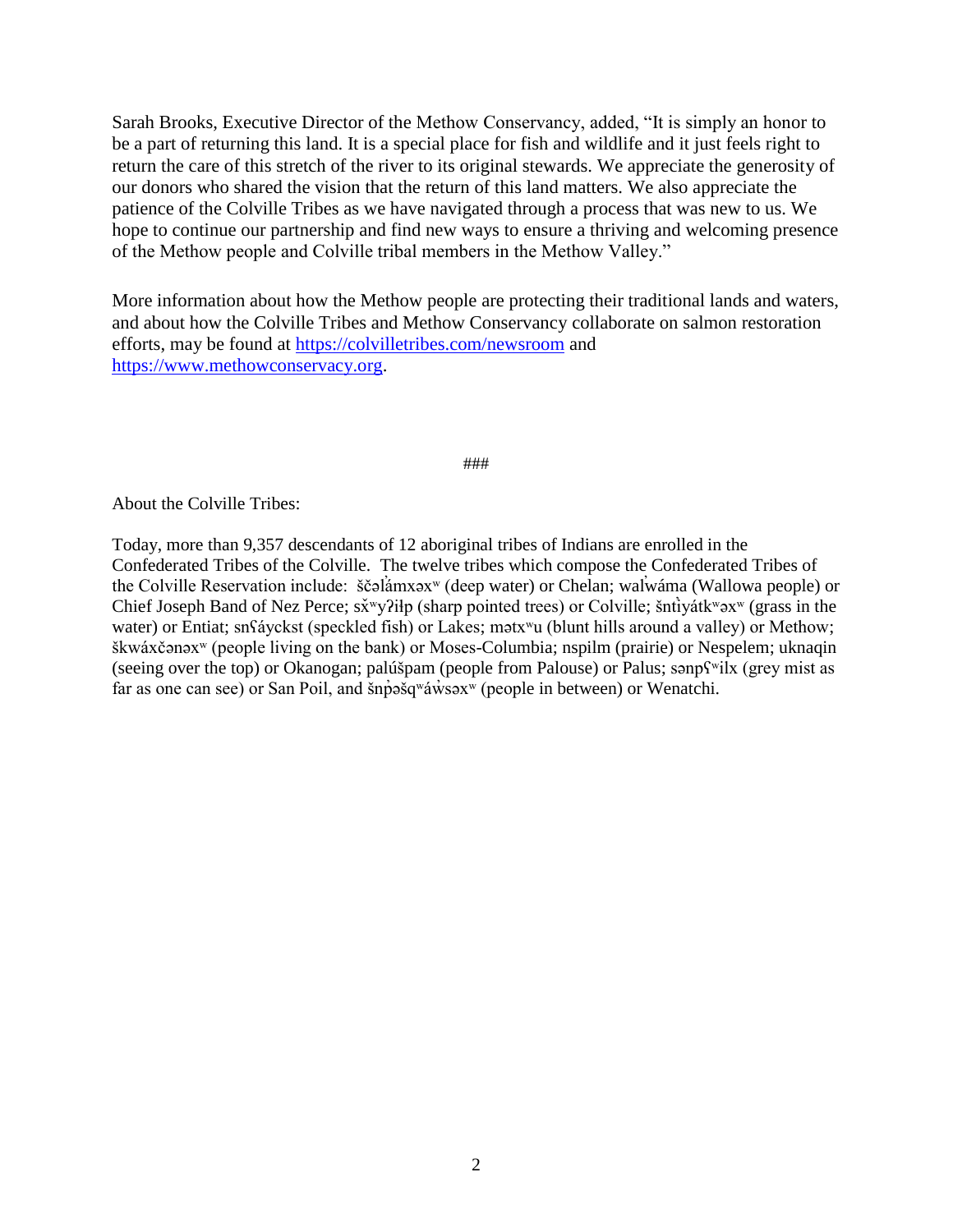Sarah Brooks, Executive Director of the Methow Conservancy, added, "It is simply an honor to be a part of returning this land. It is a special place for fish and wildlife and it just feels right to return the care of this stretch of the river to its original stewards. We appreciate the generosity of our donors who shared the vision that the return of this land matters. We also appreciate the patience of the Colville Tribes as we have navigated through a process that was new to us. We hope to continue our partnership and find new ways to ensure a thriving and welcoming presence of the Methow people and Colville tribal members in the Methow Valley."

More information about how the Methow people are protecting their traditional lands and waters, and about how the Colville Tribes and Methow Conservancy collaborate on salmon restoration efforts, may be found at [https://colvilletribes.com/newsroom](https://colvilletribes.com/newsroom) and [https://www.methowconservacy.org](https://www.methowconservacy.org).

###

About the Colville Tribes:

Today, more than 9,357 descendants of 12 aboriginal tribes of Indians are enrolled in the Confederated Tribes of the Colville. The twelve tribes which compose the Confederated Tribes of the Colville Reservation include: ščəl̓ámxəxʷ (deep water) or Chelan; wal̓wáma (Wallowa people) or Chief Joseph Band of Nez Perce; sx̌ʷyʔiłp (sharp pointed trees) or Colville; šntíyátkʷəxʷ (grass in the water) or Entiat; snʕáyckst (speckled fish) or Lakes; mətxʷu (blunt hills around a valley) or Methow; škwáxčənəxʷ (people living on the bank) or Moses-Columbia; nspilm (prairie) or Nespelem; uknaqin (seeing over the top) or Okanogan; palúšpam (people from Palouse) or Palus; sənpʕʷilx (grey mist as far as one can see) or San Poil, and šnp̓əšqʷáw̓səxʷ (people in between) or Wenatchi.